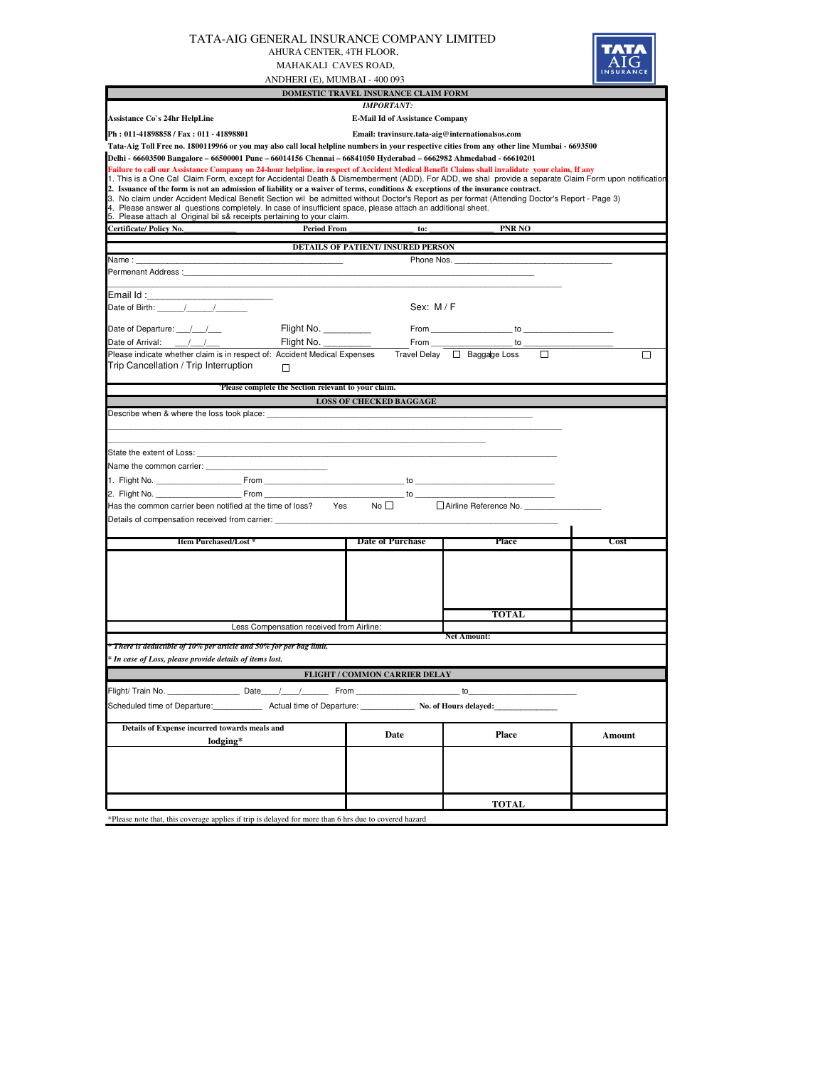# TATA-AIG GENERAL INSURANCE COMPANY LIMITED

AHURA CENTER, 4TH FLOOR,
MAHAKALI CAVES ROAD,
ANDHERI (E), MUMBAI - 400 093

## DOMESTIC TRAVEL INSURANCE CLAIM FORM

***IMPORTANT:***

**Assistance Co`s 24hr HelpLine** — **Ph : 011-41898858 / Fax : 011 - 41898801**

**E-Mail Id of Assistance Company** — **Email: travinsure.tata-aig@internationalsos.com**

**Tata-Aig Toll Free no. 1800119966 or you may also call local helpline numbers in your respective cities from any other line Mumbai - 6693500 Delhi - 66603500 Bangalore – 66500001 Pune – 66014156 Chennai – 66841050 Hyderabad – 6662982 Ahmedabad - 66610201**

**Failure to call our Assistance Company on 24-hour helpline, in respect of Accident Medical Benefit Claims shall invalidate your claim, If any**

1. This is a One Cal Claim Form, except for Accidental Death & Dismemberment (ADD). For ADD, we shal provide a separate Claim Form upon notification
2. **Issuance of the form is not an admission of liability or a waiver of terms, conditions & exceptions of the insurance contract.**
3. No claim under Accident Medical Benefit Section wil be admitted without Doctor's Report as per format (Attending Doctor's Report - Page 3)
4. Please answer al questions completely. In case of insufficient space, please attach an additional sheet.
5. Please attach al Original bil s& receipts pertaining to your claim.

**Certificate/ Policy No.** ____________ **Period From** ____________ **to:** ____________ **PNR NO**

### DETAILS OF PATIENT/ INSURED PERSON

Name : ______________________________ Phone Nos. ______________________________

Permenant Address : ____________________________________________________________

Email Id : ________________________

Date of Birth: ____/____/____ Sex: M / F

Date of Departure: ___/___/___ Flight No. _________ From _______________ to _______________

Date of Arrival: ___/___/___ Flight No. _________ From _______________ to _______________

Please indicate whether claim is in respect of: Accident Medical Expenses ☐ Travel Delay ☐ Baggage Loss ☐ Trip Cancellation / Trip Interruption ☐

**'Please complete the Section relevant to your claim.**

### LOSS OF CHECKED BAGGAGE

Describe when & where the loss took place: ______________________________________________

State the extent of Loss: ______________________________________________

Name the common carrier: ________________________

1. Flight No. _______________ From ____________________ to ____________________
2. Flight No. _______________ From ____________________ to ____________________

Has the common carrier been notified at the time of loss? Yes No ☐ ☐Airline Reference No. _______________

Details of compensation received from carrier: ______________________________________________

| Item Purchased/Lost * | Date of Purchase | Place | Cost |
|---|---|---|---|
| | | | |
| | | TOTAL | |
| Less Compensation received from Airline: | | | |
| | | Net Amount: | |

*\* There is deductible of 10% per article and 50% for per bag limit.*

*\* In case of Loss, please provide details of items lost.*

### FLIGHT / COMMON CARRIER DELAY

Flight/ Train No. _______________ Date___/___/_____ From ____________________ to____________________

Scheduled time of Departure:__________ Actual time of Departure: __________ **No. of Hours delayed:**____________

| Details of Expense incurred towards meals and lodging* | Date | Place | Amount |
|---|---|---|---|
| | | | |
| | | TOTAL | |

*Please note that, this coverage applies if trip is delayed for more than 6 hrs due to covered hazard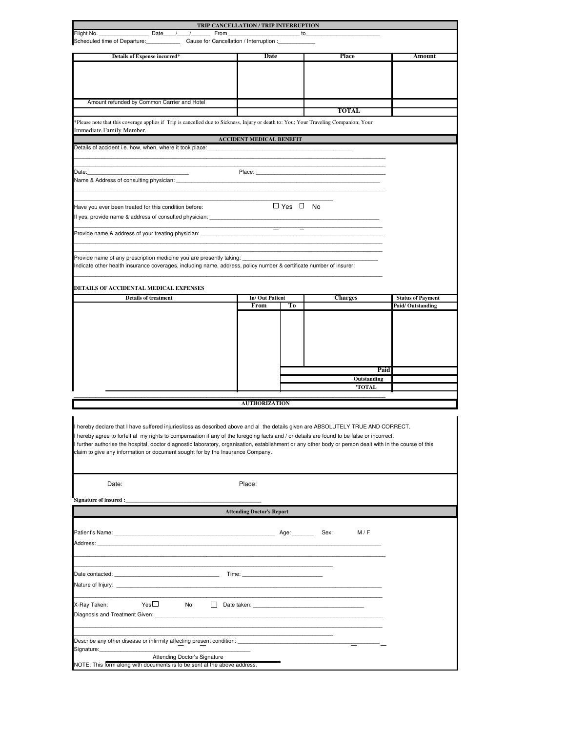## TRIP CANCELLATION / TRIP INTERRUPTION

Flight No. ________________ Date____/____/______ From ________________________ to________________________

Scheduled time of Departure:___________ Cause for Cancellation / Interruption :____________

| Details of Expense incurred* | Date | Place | Amount |
|---|---|---|---|
| | | | |
| Amount refunded by Common Carrier and Hotel | | | |
| | | TOTAL | |

*Please note that this coverage applies if Trip is cancelled due to Sickness, Injury or death to: You; Your Traveling Companion; Your Immediate Family Member.

## ACCIDENT MEDICAL BENEFIT

Details of accident i.e. how, when, where it took place:_______________________________________________

_______________________________________________________________________________

Date:_______________________________ Place: ___________________________________________

Name & Address of consulting physician: _____________________________________________________

_______________________________________________________________________________

Have you ever been treated for this condition before: ☐ Yes ☐ No

If yes, provide name & address of consulted physician: ___________________________________________

_______________________________________________________________________________

Provide name & address of your treating physician: _______________________________________________

_______________________________________________________________________________

Provide name of any prescription medicine you are presently taking: _________________________________

Indicate other health insurance coverages, including name, address, policy number & certificate number of insurer:

_______________________________________________________________________________

**DETAILS OF ACCIDENTAL MEDICAL EXPENSES**

| Details of treatment | In/ Out Patient | | Charges | Status of Payment |
|---|---|---|---|---|
| | From | To | | Paid/ Outstanding |
| | | | | |
| | | | Paid | |
| | | | Outstanding | |
| | | | 'TOTAL | |

## AUTHORIZATION

I hereby declare that I have suffered injuries\loss as described above and al the details given are ABSOLUTELY TRUE AND CORRECT.

I hereby agree to forfeit al my rights to compensation if any of the foregoing facts and / or details are found to be false or incorrect.

I further authorise the hospital, doctor diagnostic laboratory, organisation, establishment or any other body or person dealt with in the course of this claim to give any information or document sought for by the Insurance Company.

Date: Place:

**Signature of insured :**_____________________________________________

## Attending Doctor's Report

Patient's Name: ___________________________________________________ Age: _______ Sex: M / F

Address: _______________________________________________________________________

_______________________________________________________________________________

Date contacted: _________________________________ Time: ___________________________

Nature of Injury: _________________________________________________________________

_______________________________________________________________________________

X-Ray Taken: Yes ☐ No ☐ Date taken: ___________________________________

Diagnosis and Treatment Given: ______________________________________________________

_______________________________________________________________________________

Describe any other disease or infirmity affecting present condition: _______________________________

Signature:___________________________________________

Attending Doctor's Signature

NOTE: This form along with documents is to be sent at the above address.